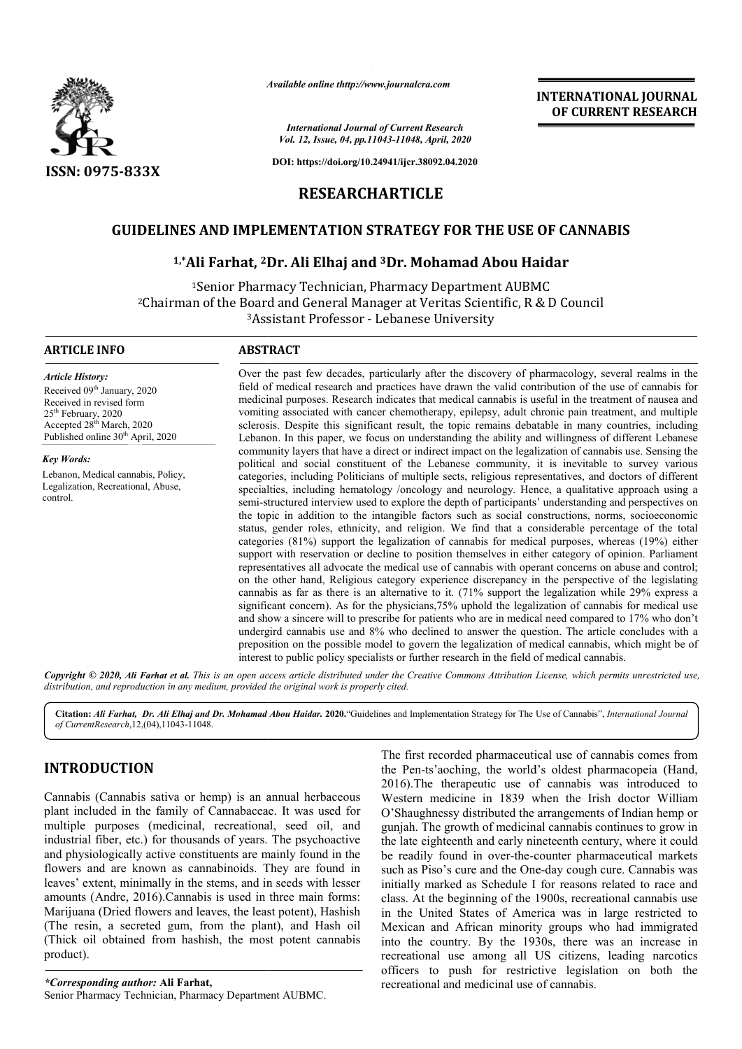# GUIDELINES AND IMPLEMENTATION STRATEGY FOR THE USE OF CANNABIS

**[1,*]Ali Farhat, [2]Dr. Ali Elhaj and [3]Dr. Mohamad Abou Haidar**

[1]Senior Pharmacy Technician, Pharmacy Department AUBMC

[2]Chairman of the Board and General Manager at Veritas Scientific, R & D Council

[3]Assistant Professor - Lebanese University

## ARTICLE INFO

*Article History:*

Received 09th January, 2020

Received in revised form 25th February, 2020

Accepted 28th March, 2020

Published online 30th April, 2020

*Key Words:*

Lebanon, Medical cannabis, Policy, Legalization, Recreational, Abuse, control.

## ABSTRACT

Over the past few decades, particularly after the discovery of pharmacology, several realms in the field of medical research and practices have drawn the valid contribution of the use of cannabis for medicinal purposes. Research indicates that medical cannabis is useful in the treatment of nausea and vomiting associated with cancer chemotherapy, epilepsy, adult chronic pain treatment, and multiple sclerosis. Despite this significant result, the topic remains debatable in many countries, including Lebanon. In this paper, we focus on understanding the ability and willingness of different Lebanese community layers that have a direct or indirect impact on the legalization of cannabis use. Sensing the political and social constituent of the Lebanese community, it is inevitable to survey various categories, including Politicians of multiple sects, religious representatives, and doctors of different specialties, including hematology /oncology and neurology. Hence, a qualitative approach using a semi-structured interview used to explore the depth of participants' understanding and perspectives on the topic in addition to the intangible factors such as social constructions, norms, socioeconomic status, gender roles, ethnicity, and religion. We find that a considerable percentage of the total categories (81%) support the legalization of cannabis for medical purposes, whereas (19%) either support with reservation or decline to position themselves in either category of opinion. Parliament representatives all advocate the medical use of cannabis with operant concerns on abuse and control; on the other hand, Religious category experience discrepancy in the perspective of the legislating cannabis as far as there is an alternative to it. (71% support the legalization while 29% express a significant concern). As for the physicians,75% uphold the legalization of cannabis for medical use and show a sincere will to prescribe for patients who are in medical need compared to 17% who don't undergird cannabis use and 8% who declined to answer the question. The article concludes with a preposition on the possible model to govern the legalization of medical cannabis, which might be of interest to public policy specialists or further research in the field of medical cannabis.

*Copyright © 2020, Ali Farhat et al. This is an open access article distributed under the Creative Commons Attribution License, which permits unrestricted use, distribution, and reproduction in any medium, provided the original work is properly cited.*

**Citation:** *Ali Farhat, Dr. Ali Elhaj and Dr. Mohamad Abou Haidar.* **2020.**"Guidelines and Implementation Strategy for The Use of Cannabis", *International Journal of CurrentResearch*,12,(04),11043-11048.

## INTRODUCTION

Cannabis (Cannabis sativa or hemp) is an annual herbaceous plant included in the family of Cannabaceae. It was used for multiple purposes (medicinal, recreational, seed oil, and industrial fiber, etc.) for thousands of years. The psychoactive and physiologically active constituents are mainly found in the flowers and are known as cannabinoids. They are found in leaves' extent, minimally in the stems, and in seeds with lesser amounts (Andre, 2016).Cannabis is used in three main forms: Marijuana (Dried flowers and leaves, the least potent), Hashish (The resin, a secreted gum, from the plant), and Hash oil (Thick oil obtained from hashish, the most potent cannabis product).

The first recorded pharmaceutical use of cannabis comes from the Pen-ts'aoching, the world's oldest pharmacopeia (Hand, 2016).The therapeutic use of cannabis was introduced to Western medicine in 1839 when the Irish doctor William O'Shaughnessy distributed the arrangements of Indian hemp or gunjah. The growth of medicinal cannabis continues to grow in the late eighteenth and early nineteenth century, where it could be readily found in over-the-counter pharmaceutical markets such as Piso's cure and the One-day cough cure. Cannabis was initially marked as Schedule I for reasons related to race and class. At the beginning of the 1900s, recreational cannabis use in the United States of America was in large restricted to Mexican and African minority groups who had immigrated into the country. By the 1930s, there was an increase in recreational use among all US citizens, leading narcotics officers to push for restrictive legislation on both the recreational and medicinal use of cannabis.

*\*Corresponding author:* **Ali Farhat,**

Senior Pharmacy Technician, Pharmacy Department AUBMC.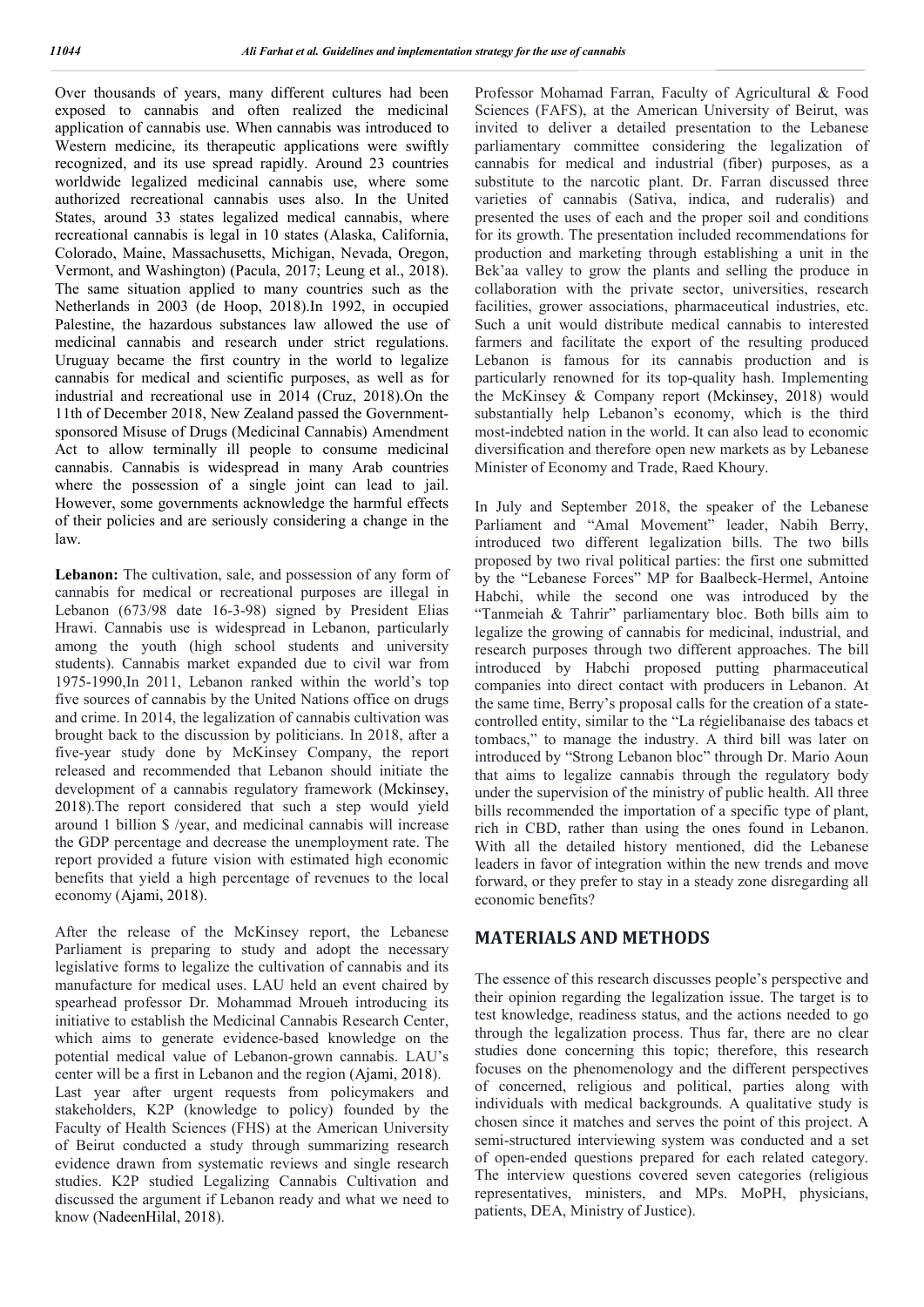Over thousands of years, many different cultures had been exposed to cannabis and often realized the medicinal application of cannabis use. When cannabis was introduced to Western medicine, its therapeutic applications were swiftly recognized, and its use spread rapidly. Around 23 countries worldwide legalized medicinal cannabis use, where some authorized recreational cannabis uses also. In the United States, around 33 states legalized medical cannabis, where recreational cannabis is legal in 10 states (Alaska, California, Colorado, Maine, Massachusetts, Michigan, Nevada, Oregon, Vermont, and Washington) (Pacula, 2017; Leung et al., 2018). The same situation applied to many countries such as the Netherlands in 2003 (de Hoop, 2018).In 1992, in occupied Palestine, the hazardous substances law allowed the use of medicinal cannabis and research under strict regulations. Uruguay became the first country in the world to legalize cannabis for medical and scientific purposes, as well as for industrial and recreational use in 2014 (Cruz, 2018).On the 11th of December 2018, New Zealand passed the Government-sponsored Misuse of Drugs (Medicinal Cannabis) Amendment Act to allow terminally ill people to consume medicinal cannabis. Cannabis is widespread in many Arab countries where the possession of a single joint can lead to jail. However, some governments acknowledge the harmful effects of their policies and are seriously considering a change in the law.

**Lebanon:** The cultivation, sale, and possession of any form of cannabis for medical or recreational purposes are illegal in Lebanon (673/98 date 16-3-98) signed by President Elias Hrawi. Cannabis use is widespread in Lebanon, particularly among the youth (high school students and university students). Cannabis market expanded due to civil war from 1975-1990,In 2011, Lebanon ranked within the world's top five sources of cannabis by the United Nations office on drugs and crime. In 2014, the legalization of cannabis cultivation was brought back to the discussion by politicians. In 2018, after a five-year study done by McKinsey Company, the report released and recommended that Lebanon should initiate the development of a cannabis regulatory framework (Mckinsey, 2018).The report considered that such a step would yield around 1 billion $ /year, and medicinal cannabis will increase the GDP percentage and decrease the unemployment rate. The report provided a future vision with estimated high economic benefits that yield a high percentage of revenues to the local economy (Ajami, 2018).

After the release of the McKinsey report, the Lebanese Parliament is preparing to study and adopt the necessary legislative forms to legalize the cultivation of cannabis and its manufacture for medical uses. LAU held an event chaired by spearhead professor Dr. Mohammad Mroueh introducing its initiative to establish the Medicinal Cannabis Research Center, which aims to generate evidence-based knowledge on the potential medical value of Lebanon-grown cannabis. LAU's center will be a first in Lebanon and the region (Ajami, 2018). Last year after urgent requests from policymakers and stakeholders, K2P (knowledge to policy) founded by the Faculty of Health Sciences (FHS) at the American University of Beirut conducted a study through summarizing research evidence drawn from systematic reviews and single research studies. K2P studied Legalizing Cannabis Cultivation and discussed the argument if Lebanon ready and what we need to know (NadeenHilal, 2018).

Professor Mohamad Farran, Faculty of Agricultural & Food Sciences (FAFS), at the American University of Beirut, was invited to deliver a detailed presentation to the Lebanese parliamentary committee considering the legalization of cannabis for medical and industrial (fiber) purposes, as a substitute to the narcotic plant. Dr. Farran discussed three varieties of cannabis (Sativa, indica, and ruderalis) and presented the uses of each and the proper soil and conditions for its growth. The presentation included recommendations for production and marketing through establishing a unit in the Bek'aa valley to grow the plants and selling the produce in collaboration with the private sector, universities, research facilities, grower associations, pharmaceutical industries, etc. Such a unit would distribute medical cannabis to interested farmers and facilitate the export of the resulting produced Lebanon is famous for its cannabis production and is particularly renowned for its top-quality hash. Implementing the McKinsey & Company report (Mckinsey, 2018) would substantially help Lebanon's economy, which is the third most-indebted nation in the world. It can also lead to economic diversification and therefore open new markets as by Lebanese Minister of Economy and Trade, Raed Khoury.

In July and September 2018, the speaker of the Lebanese Parliament and "Amal Movement" leader, Nabih Berry, introduced two different legalization bills. The two bills proposed by two rival political parties: the first one submitted by the "Lebanese Forces" MP for Baalbeck-Hermel, Antoine Habchi, while the second one was introduced by the "Tanmeiah & Tahrir" parliamentary bloc. Both bills aim to legalize the growing of cannabis for medicinal, industrial, and research purposes through two different approaches. The bill introduced by Habchi proposed putting pharmaceutical companies into direct contact with producers in Lebanon. At the same time, Berry's proposal calls for the creation of a state-controlled entity, similar to the "La régielibanaise des tabacs et tombacs," to manage the industry. A third bill was later on introduced by "Strong Lebanon bloc" through Dr. Mario Aoun that aims to legalize cannabis through the regulatory body under the supervision of the ministry of public health. All three bills recommended the importation of a specific type of plant, rich in CBD, rather than using the ones found in Lebanon. With all the detailed history mentioned, did the Lebanese leaders in favor of integration within the new trends and move forward, or they prefer to stay in a steady zone disregarding all economic benefits?

## MATERIALS AND METHODS

The essence of this research discusses people's perspective and their opinion regarding the legalization issue. The target is to test knowledge, readiness status, and the actions needed to go through the legalization process. Thus far, there are no clear studies done concerning this topic; therefore, this research focuses on the phenomenology and the different perspectives of concerned, religious and political, parties along with individuals with medical backgrounds. A qualitative study is chosen since it matches and serves the point of this project. A semi-structured interviewing system was conducted and a set of open-ended questions prepared for each related category. The interview questions covered seven categories (religious representatives, ministers, and MPs. MoPH, physicians, patients, DEA, Ministry of Justice).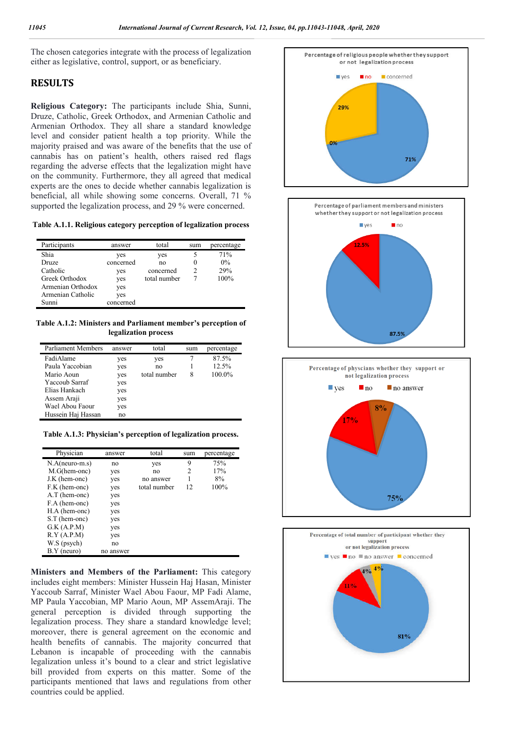The chosen categories integrate with the process of legalization either as legislative, control, support, or as beneficiary.

## RESULTS

**Religious Category:** The participants include Shia, Sunni, Druze, Catholic, Greek Orthodox, and Armenian Catholic and Armenian Orthodox. They all share a standard knowledge level and consider patient health a top priority. While the majority praised and was aware of the benefits that the use of cannabis has on patient's health, others raised red flags regarding the adverse effects that the legalization might have on the community. Furthermore, they all agreed that medical experts are the ones to decide whether cannabis legalization is beneficial, all while showing some concerns. Overall, 71 % supported the legalization process, and 29 % were concerned.

**Table A.1.1. Religious category perception of legalization process**

| Participants | answer | total | sum | percentage |
|---|---|---|---|---|
| Shia | yes | yes | 5 | 71% |
| Druze | concerned | no | 0 | 0% |
| Catholic | yes | concerned | 2 | 29% |
| Greek Orthodox | yes | total number | 7 | 100% |
| Armenian Orthodox | yes | | | |
| Armenian Catholic | yes | | | |
| Sunni | concerned | | | |

**Table A.1.2: Ministers and Parliament member's perception of legalization process**

| Parliament Members | answer | total | sum | percentage |
|---|---|---|---|---|
| FadiAlame | yes | yes | 7 | 87.5% |
| Paula Yaccobian | yes | no | 1 | 12.5% |
| Mario Aoun | yes | total number | 8 | 100.0% |
| Yaccoub Sarraf | yes | | | |
| Elias Hankach | yes | | | |
| Assem Araji | yes | | | |
| Wael Abou Faour | yes | | | |
| Hussein Haj Hassan | no | | | |

**Table A.1.3: Physician's perception of legalization process.**

| Physician | answer | total | sum | percentage |
|---|---|---|---|---|
| N.A(neuro-m.s) | no | yes | 9 | 75% |
| M.G(hem-onc) | yes | no | 2 | 17% |
| J.K (hem-onc) | yes | no answer | 1 | 8% |
| F.K (hem-onc) | yes | total number | 12 | 100% |
| A.T (hem-onc) | yes | | | |
| F.A (hem-onc) | yes | | | |
| H.A (hem-onc) | yes | | | |
| S.T (hem-onc) | yes | | | |
| G.K (A.P.M) | yes | | | |
| R.Y (A.P.M) | yes | | | |
| W.S (psych) | no | | | |
| B.Y (neuro) | no answer | | | |

**Ministers and Members of the Parliament:** This category includes eight members: Minister Hussein Haj Hasan, Minister Yaccoub Sarraf, Minister Wael Abou Faour, MP Fadi Alame, MP Paula Yaccobian, MP Mario Aoun, MP AssemAraji. The general perception is divided through supporting the legalization process. They share a standard knowledge level; moreover, there is general agreement on the economic and health benefits of cannabis. The majority concurred that Lebanon is incapable of proceeding with the cannabis legalization unless it's bound to a clear and strict legislative bill provided from experts on this matter. Some of the participants mentioned that laws and regulations from other countries could be applied.

Percentage of religious people whether they support or not legalization process

yes: 71%, no: 0%, concerned: 29%

Percentage of parliament members and ministers whether they support or not legalization process

yes: 87.5%, no: 12.5%

Percentage of physcians whether they support or not legalization process

yes: 75%, no: 17%, no answer: 8%

Percentage of total number of participant whether they support or not legalization process

yes: 81%, no: 11%, no answer: 4%, concerned: 4%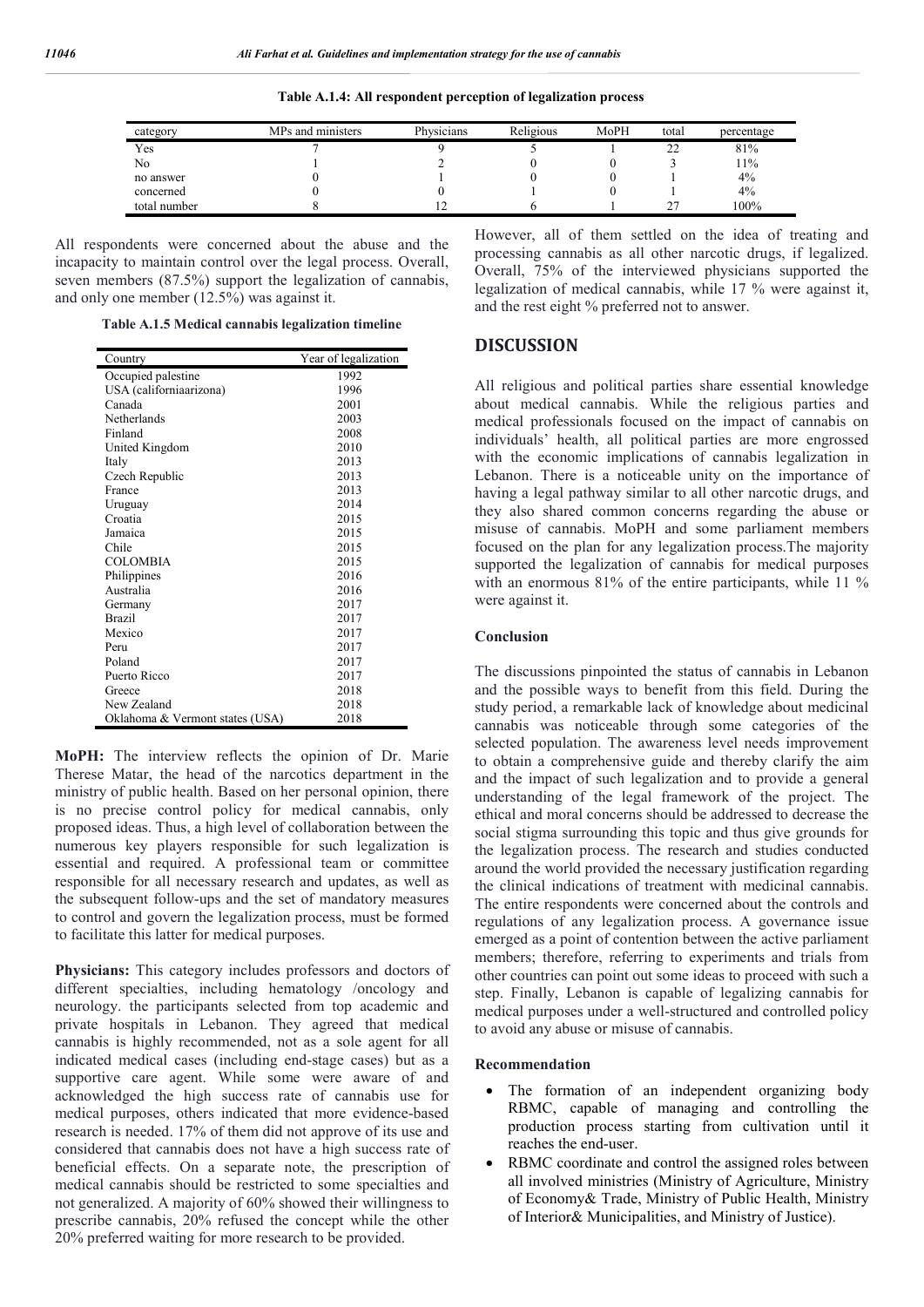**Table A.1.4: All respondent perception of legalization process**

| category | MPs and ministers | Physicians | Religious | MoPH | total | percentage |
|---|---|---|---|---|---|---|
| Yes | 7 | 9 | 5 | 1 | 22 | 81% |
| No | 1 | 2 | 0 | 0 | 3 | 11% |
| no answer | 0 | 1 | 0 | 0 | 1 | 4% |
| concerned | 0 | 0 | 1 | 0 | 1 | 4% |
| total number | 8 | 12 | 6 | 1 | 27 | 100% |

All respondents were concerned about the abuse and the incapacity to maintain control over the legal process. Overall, seven members (87.5%) support the legalization of cannabis, and only one member (12.5%) was against it.

**Table A.1.5 Medical cannabis legalization timeline**

| Country | Year of legalization |
|---|---|
| Occupied palestine | 1992 |
| USA (californiaarizona) | 1996 |
| Canada | 2001 |
| Netherlands | 2003 |
| Finland | 2008 |
| United Kingdom | 2010 |
| Italy | 2013 |
| Czech Republic | 2013 |
| France | 2013 |
| Uruguay | 2014 |
| Croatia | 2015 |
| Jamaica | 2015 |
| Chile | 2015 |
| COLOMBIA | 2015 |
| Philippines | 2016 |
| Australia | 2016 |
| Germany | 2017 |
| Brazil | 2017 |
| Mexico | 2017 |
| Peru | 2017 |
| Poland | 2017 |
| Puerto Ricco | 2017 |
| Greece | 2018 |
| New Zealand | 2018 |
| Oklahoma & Vermont states (USA) | 2018 |

**MoPH:** The interview reflects the opinion of Dr. Marie Therese Matar, the head of the narcotics department in the ministry of public health. Based on her personal opinion, there is no precise control policy for medical cannabis, only proposed ideas. Thus, a high level of collaboration between the numerous key players responsible for such legalization is essential and required. A professional team or committee responsible for all necessary research and updates, as well as the subsequent follow-ups and the set of mandatory measures to control and govern the legalization process, must be formed to facilitate this latter for medical purposes.

**Physicians:** This category includes professors and doctors of different specialties, including hematology /oncology and neurology. the participants selected from top academic and private hospitals in Lebanon. They agreed that medical cannabis is highly recommended, not as a sole agent for all indicated medical cases (including end-stage cases) but as a supportive care agent. While some were aware of and acknowledged the high success rate of cannabis use for medical purposes, others indicated that more evidence-based research is needed. 17% of them did not approve of its use and considered that cannabis does not have a high success rate of beneficial effects. On a separate note, the prescription of medical cannabis should be restricted to some specialties and not generalized. A majority of 60% showed their willingness to prescribe cannabis, 20% refused the concept while the other 20% preferred waiting for more research to be provided.

However, all of them settled on the idea of treating and processing cannabis as all other narcotic drugs, if legalized. Overall, 75% of the interviewed physicians supported the legalization of medical cannabis, while 17 % were against it, and the rest eight % preferred not to answer.

## DISCUSSION

All religious and political parties share essential knowledge about medical cannabis. While the religious parties and medical professionals focused on the impact of cannabis on individuals' health, all political parties are more engrossed with the economic implications of cannabis legalization in Lebanon. There is a noticeable unity on the importance of having a legal pathway similar to all other narcotic drugs, and they also shared common concerns regarding the abuse or misuse of cannabis. MoPH and some parliament members focused on the plan for any legalization process.The majority supported the legalization of cannabis for medical purposes with an enormous 81% of the entire participants, while 11 % were against it.

### Conclusion

The discussions pinpointed the status of cannabis in Lebanon and the possible ways to benefit from this field. During the study period, a remarkable lack of knowledge about medicinal cannabis was noticeable through some categories of the selected population. The awareness level needs improvement to obtain a comprehensive guide and thereby clarify the aim and the impact of such legalization and to provide a general understanding of the legal framework of the project. The ethical and moral concerns should be addressed to decrease the social stigma surrounding this topic and thus give grounds for the legalization process. The research and studies conducted around the world provided the necessary justification regarding the clinical indications of treatment with medicinal cannabis. The entire respondents were concerned about the controls and regulations of any legalization process. A governance issue emerged as a point of contention between the active parliament members; therefore, referring to experiments and trials from other countries can point out some ideas to proceed with such a step. Finally, Lebanon is capable of legalizing cannabis for medical purposes under a well-structured and controlled policy to avoid any abuse or misuse of cannabis.

### Recommendation

- The formation of an independent organizing body RBMC, capable of managing and controlling the production process starting from cultivation until it reaches the end-user.
- RBMC coordinate and control the assigned roles between all involved ministries (Ministry of Agriculture, Ministry of Economy& Trade, Ministry of Public Health, Ministry of Interior& Municipalities, and Ministry of Justice).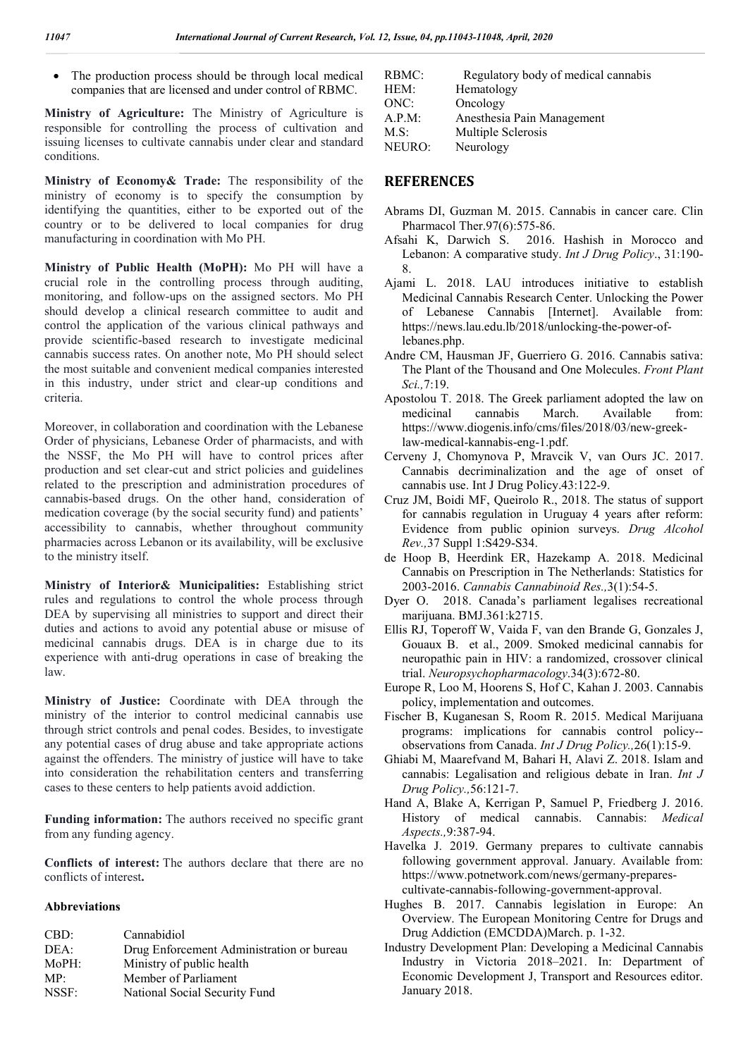- The production process should be through local medical companies that are licensed and under control of RBMC.

**Ministry of Agriculture:** The Ministry of Agriculture is responsible for controlling the process of cultivation and issuing licenses to cultivate cannabis under clear and standard conditions.

**Ministry of Economy& Trade:** The responsibility of the ministry of economy is to specify the consumption by identifying the quantities, either to be exported out of the country or to be delivered to local companies for drug manufacturing in coordination with Mo PH.

**Ministry of Public Health (MoPH):** Mo PH will have a crucial role in the controlling process through auditing, monitoring, and follow-ups on the assigned sectors. Mo PH should develop a clinical research committee to audit and control the application of the various clinical pathways and provide scientific-based research to investigate medicinal cannabis success rates. On another note, Mo PH should select the most suitable and convenient medical companies interested in this industry, under strict and clear-up conditions and criteria.

Moreover, in collaboration and coordination with the Lebanese Order of physicians, Lebanese Order of pharmacists, and with the NSSF, the Mo PH will have to control prices after production and set clear-cut and strict policies and guidelines related to the prescription and administration procedures of cannabis-based drugs. On the other hand, consideration of medication coverage (by the social security fund) and patients' accessibility to cannabis, whether throughout community pharmacies across Lebanon or its availability, will be exclusive to the ministry itself.

**Ministry of Interior& Municipalities:** Establishing strict rules and regulations to control the whole process through DEA by supervising all ministries to support and direct their duties and actions to avoid any potential abuse or misuse of medicinal cannabis drugs. DEA is in charge due to its experience with anti-drug operations in case of breaking the law.

**Ministry of Justice:** Coordinate with DEA through the ministry of the interior to control medicinal cannabis use through strict controls and penal codes. Besides, to investigate any potential cases of drug abuse and take appropriate actions against the offenders. The ministry of justice will have to take into consideration the rehabilitation centers and transferring cases to these centers to help patients avoid addiction.

**Funding information:** The authors received no specific grant from any funding agency.

**Conflicts of interest:** The authors declare that there are no conflicts of interest**.**

### Abbreviations

| | |
|---|---|
| CBD: | Cannabidiol |
| DEA: | Drug Enforcement Administration or bureau |
| MoPH: | Ministry of public health |
| MP: | Member of Parliament |
| NSSF: | National Social Security Fund |
| RBMC: | Regulatory body of medical cannabis |
| HEM: | Hematology |
| ONC: | Oncology |
| A.P.M: | Anesthesia Pain Management |
| M.S: | Multiple Sclerosis |
| NEURO: | Neurology |

## REFERENCES

Abrams DI, Guzman M. 2015. Cannabis in cancer care. Clin Pharmacol Ther.97(6):575-86.

Afsahi K, Darwich S. 2016. Hashish in Morocco and Lebanon: A comparative study. *Int J Drug Policy*., 31:190-8.

Ajami L. 2018. LAU introduces initiative to establish Medicinal Cannabis Research Center. Unlocking the Power of Lebanese Cannabis [Internet]. Available from: https://news.lau.edu.lb/2018/unlocking-the-power-of-lebanes.php.

Andre CM, Hausman JF, Guerriero G. 2016. Cannabis sativa: The Plant of the Thousand and One Molecules. *Front Plant Sci.,*7:19.

Apostolou T. 2018. The Greek parliament adopted the law on medicinal cannabis March. Available from: https://www.diogenis.info/cms/files/2018/03/new-greek-law-medical-kannabis-eng-1.pdf.

Cerveny J, Chomynova P, Mravcik V, van Ours JC. 2017. Cannabis decriminalization and the age of onset of cannabis use. Int J Drug Policy.43:122-9.

Cruz JM, Boidi MF, Queirolo R., 2018. The status of support for cannabis regulation in Uruguay 4 years after reform: Evidence from public opinion surveys. *Drug Alcohol Rev.,*37 Suppl 1:S429-S34.

de Hoop B, Heerdink ER, Hazekamp A. 2018. Medicinal Cannabis on Prescription in The Netherlands: Statistics for 2003-2016. *Cannabis Cannabinoid Res.,*3(1):54-5.

Dyer O. 2018. Canada's parliament legalises recreational marijuana. BMJ.361:k2715.

Ellis RJ, Toperoff W, Vaida F, van den Brande G, Gonzales J, Gouaux B. et al., 2009. Smoked medicinal cannabis for neuropathic pain in HIV: a randomized, crossover clinical trial. *Neuropsychopharmacology*.34(3):672-80.

Europe R, Loo M, Hoorens S, Hof C, Kahan J. 2003. Cannabis policy, implementation and outcomes.

Fischer B, Kuganesan S, Room R. 2015. Medical Marijuana programs: implications for cannabis control policy--observations from Canada. *Int J Drug Policy.,*26(1):15-9.

Ghiabi M, Maarefvand M, Bahari H, Alavi Z. 2018. Islam and cannabis: Legalisation and religious debate in Iran. *Int J Drug Policy.,*56:121-7.

Hand A, Blake A, Kerrigan P, Samuel P, Friedberg J. 2016. History of medical cannabis. Cannabis: *Medical Aspects.,*9:387-94.

Havelka J. 2019. Germany prepares to cultivate cannabis following government approval. January. Available from: https://www.potnetwork.com/news/germany-prepares-cultivate-cannabis-following-government-approval.

Hughes B. 2017. Cannabis legislation in Europe: An Overview. The European Monitoring Centre for Drugs and Drug Addiction (EMCDDA)March. p. 1-32.

Industry Development Plan: Developing a Medicinal Cannabis Industry in Victoria 2018–2021. In: Department of Economic Development J, Transport and Resources editor. January 2018.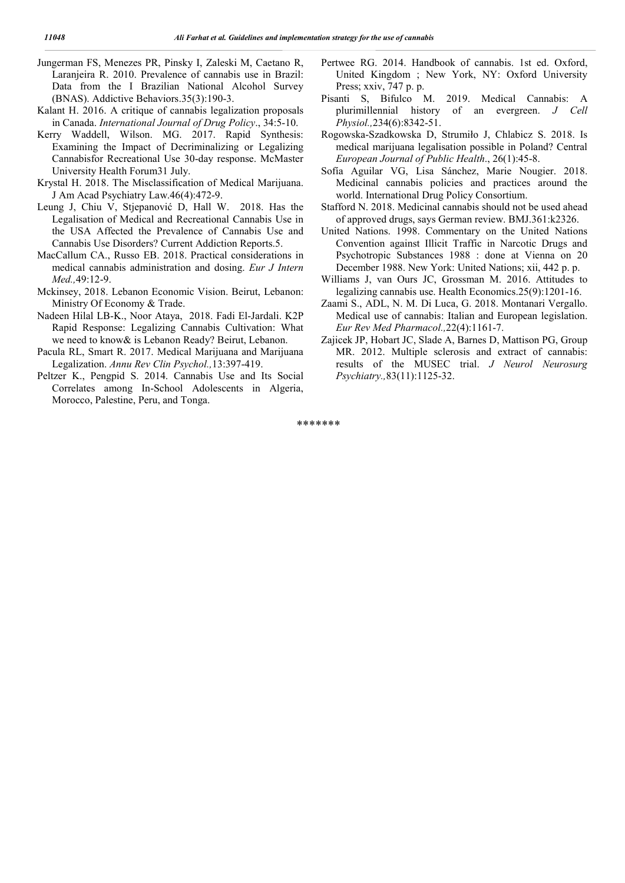Jungerman FS, Menezes PR, Pinsky I, Zaleski M, Caetano R, Laranjeira R. 2010. Prevalence of cannabis use in Brazil: Data from the I Brazilian National Alcohol Survey (BNAS). Addictive Behaviors.35(3):190-3.

Kalant H. 2016. A critique of cannabis legalization proposals in Canada. *International Journal of Drug Policy*., 34:5-10.

Kerry Waddell, Wilson. MG. 2017. Rapid Synthesis: Examining the Impact of Decriminalizing or Legalizing Cannabisfor Recreational Use 30-day response. McMaster University Health Forum31 July.

Krystal H. 2018. The Misclassification of Medical Marijuana. J Am Acad Psychiatry Law.46(4):472-9.

Leung J, Chiu V, Stjepanović D, Hall W. 2018. Has the Legalisation of Medical and Recreational Cannabis Use in the USA Affected the Prevalence of Cannabis Use and Cannabis Use Disorders? Current Addiction Reports.5.

MacCallum CA., Russo EB. 2018. Practical considerations in medical cannabis administration and dosing. *Eur J Intern Med.,*49:12-9.

Mckinsey, 2018. Lebanon Economic Vision. Beirut, Lebanon: Ministry Of Economy & Trade.

Nadeen Hilal LB-K., Noor Ataya, 2018. Fadi El-Jardali. K2P Rapid Response: Legalizing Cannabis Cultivation: What we need to know& is Lebanon Ready? Beirut, Lebanon.

Pacula RL, Smart R. 2017. Medical Marijuana and Marijuana Legalization. *Annu Rev Clin Psychol.,*13:397-419.

Peltzer K., Pengpid S. 2014. Cannabis Use and Its Social Correlates among In-School Adolescents in Algeria, Morocco, Palestine, Peru, and Tonga.

Pertwee RG. 2014. Handbook of cannabis. 1st ed. Oxford, United Kingdom ; New York, NY: Oxford University Press; xxiv, 747 p. p.

Pisanti S, Bifulco M. 2019. Medical Cannabis: A plurimillennial history of an evergreen. *J Cell Physiol.,*234(6):8342-51.

Rogowska-Szadkowska D, Strumiło J, Chlabicz S. 2018. Is medical marijuana legalisation possible in Poland? Central *European Journal of Public Health*., 26(1):45-8.

Sofía Aguilar VG, Lisa Sánchez, Marie Nougier. 2018. Medicinal cannabis policies and practices around the world. International Drug Policy Consortium.

Stafford N. 2018. Medicinal cannabis should not be used ahead of approved drugs, says German review. BMJ.361:k2326.

United Nations. 1998. Commentary on the United Nations Convention against Illicit Traffic in Narcotic Drugs and Psychotropic Substances 1988 : done at Vienna on 20 December 1988. New York: United Nations; xii, 442 p. p.

Williams J, van Ours JC, Grossman M. 2016. Attitudes to legalizing cannabis use. Health Economics.25(9):1201-16.

Zaami S., ADL, N. M. Di Luca, G. 2018. Montanari Vergallo. Medical use of cannabis: Italian and European legislation. *Eur Rev Med Pharmacol.,*22(4):1161-7.

Zajicek JP, Hobart JC, Slade A, Barnes D, Mattison PG, Group MR. 2012. Multiple sclerosis and extract of cannabis: results of the MUSEC trial. *J Neurol Neurosurg Psychiatry.,*83(11):1125-32.

*******